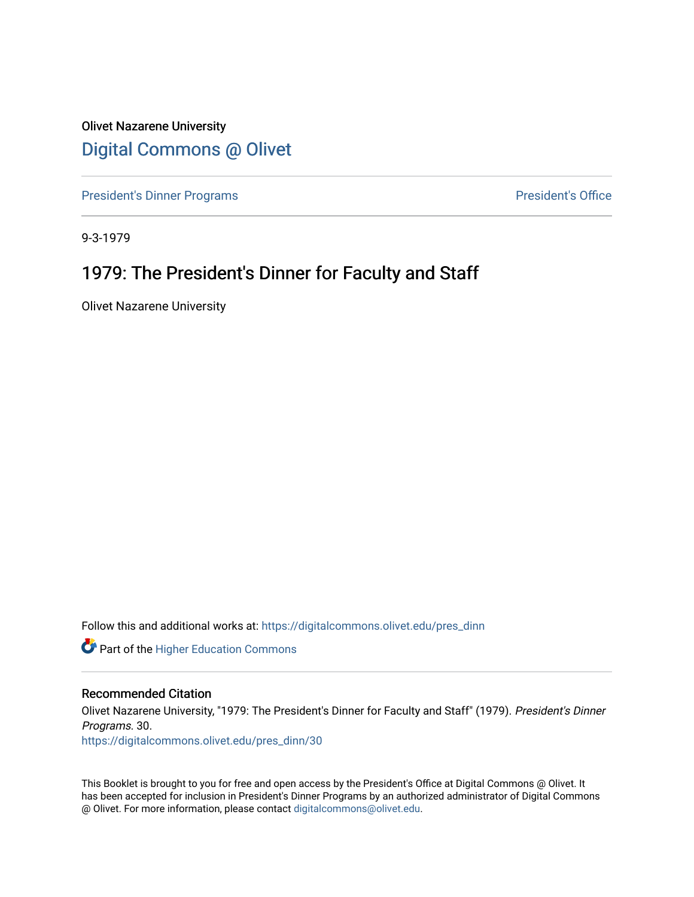Olivet Nazarene University

# Digital Commons @ Olivet

President's Dinner Programs | President's Office

9-3-1979

## 1979: The President's Dinner for Faculty and Staff

Olivet Nazarene University

Follow this and additional works at: https://digitalcommons.olivet.edu/pres_dinn

Part of the Higher Education Commons

### Recommended Citation

Olivet Nazarene University, "1979: The President's Dinner for Faculty and Staff" (1979). *President's Dinner Programs*. 30.
https://digitalcommons.olivet.edu/pres_dinn/30

This Booklet is brought to you for free and open access by the President's Office at Digital Commons @ Olivet. It has been accepted for inclusion in President's Dinner Programs by an authorized administrator of Digital Commons @ Olivet. For more information, please contact digitalcommons@olivet.edu.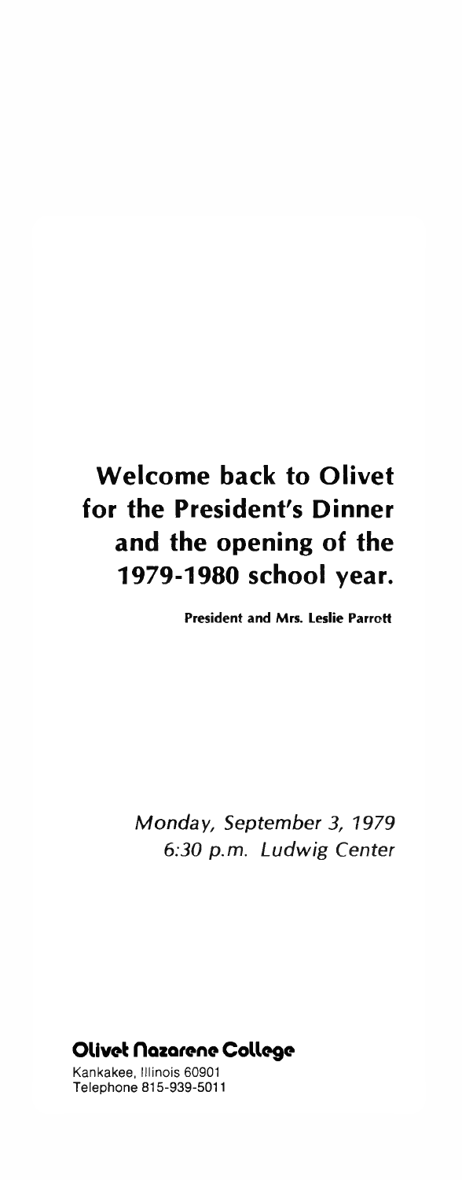# Welcome back to Olivet for the President's Dinner and the opening of the 1979-1980 school year.

**President and Mrs. Leslie Parrott**

*Monday, September 3, 1979*
*6:30 p.m. Ludwig Center*

**Olivet Nazarene College**

Kankakee, Illinois 60901
Telephone 815-939-5011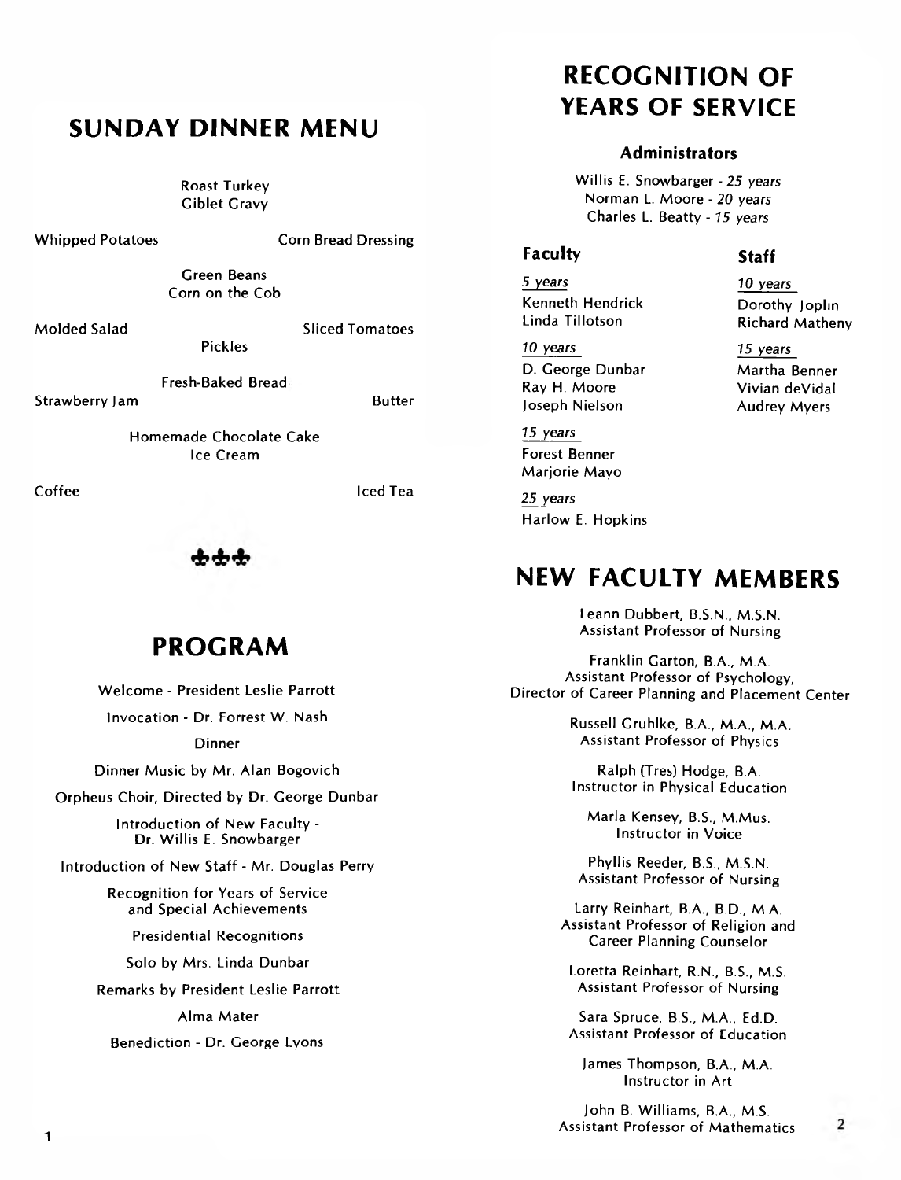## SUNDAY DINNER MENU

Roast Turkey
Giblet Gravy

Whipped Potatoes — Corn Bread Dressing

Green Beans
Corn on the Cob

Molded Salad — Sliced Tomatoes

Pickles

Fresh-Baked Bread

Strawberry Jam — Butter

Homemade Chocolate Cake
Ice Cream

Coffee — Iced Tea

## PROGRAM

Welcome - President Leslie Parrott

Invocation - Dr. Forrest W. Nash

Dinner

Dinner Music by Mr. Alan Bogovich

Orpheus Choir, Directed by Dr. George Dunbar

Introduction of New Faculty - Dr. Willis E. Snowbarger

Introduction of New Staff - Mr. Douglas Perry

Recognition for Years of Service and Special Achievements

Presidential Recognitions

Solo by Mrs. Linda Dunbar

Remarks by President Leslie Parrott

Alma Mater

Benediction - Dr. George Lyons

## RECOGNITION OF YEARS OF SERVICE

### Administrators

Willis E. Snowbarger - *25 years*
Norman L. Moore - *20 years*
Charles L. Beatty - *15 years*

### Faculty

*5 years*
Kenneth Hendrick
Linda Tillotson

*10 years*
D. George Dunbar
Ray H. Moore
Joseph Nielson

*15 years*
Forest Benner
Marjorie Mayo

*25 years*
Harlow E. Hopkins

### Staff

*10 years*
Dorothy Joplin
Richard Matheny

*15 years*
Martha Benner
Vivian deVidal
Audrey Myers

## NEW FACULTY MEMBERS

Leann Dubbert, B.S.N., M.S.N.
Assistant Professor of Nursing

Franklin Garton, B.A., M.A.
Assistant Professor of Psychology,
Director of Career Planning and Placement Center

Russell Gruhlke, B.A., M.A., M.A.
Assistant Professor of Physics

Ralph (Tres) Hodge, B.A.
Instructor in Physical Education

Marla Kensey, B.S., M.Mus.
Instructor in Voice

Phyllis Reeder, B.S., M.S.N.
Assistant Professor of Nursing

Larry Reinhart, B.A., B.D., M.A.
Assistant Professor of Religion and
Career Planning Counselor

Loretta Reinhart, R.N., B.S., M.S.
Assistant Professor of Nursing

Sara Spruce, B.S., M.A., Ed.D.
Assistant Professor of Education

James Thompson, B.A., M.A.
Instructor in Art

John B. Williams, B.A., M.S.
Assistant Professor of Mathematics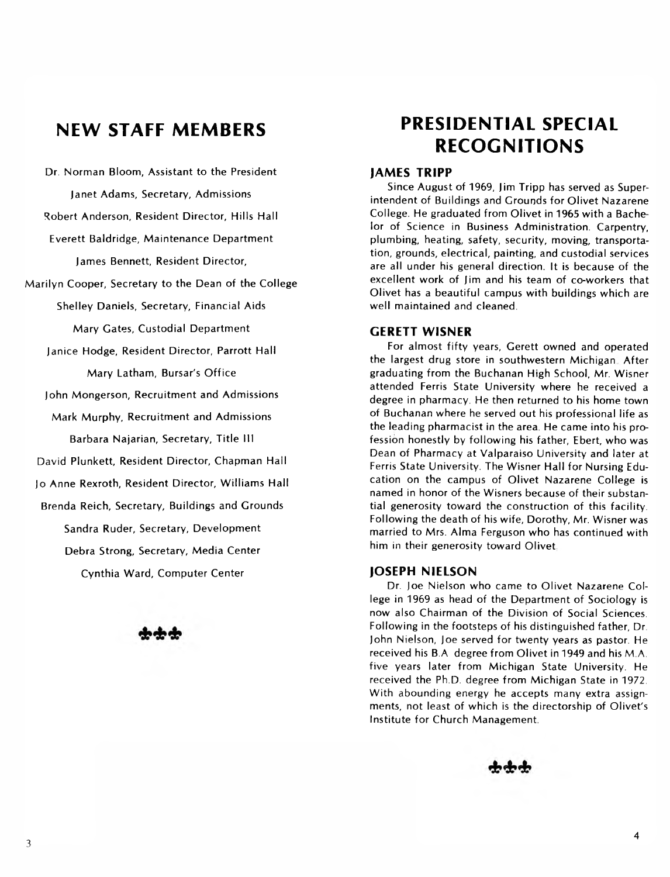## NEW STAFF MEMBERS

Dr. Norman Bloom, Assistant to the President

Janet Adams, Secretary, Admissions

Robert Anderson, Resident Director, Hills Hall

Everett Baldridge, Maintenance Department

James Bennett, Resident Director,

Marilyn Cooper, Secretary to the Dean of the College

Shelley Daniels, Secretary, Financial Aids

Mary Gates, Custodial Department

Janice Hodge, Resident Director, Parrott Hall

Mary Latham, Bursar's Office

John Mongerson, Recruitment and Admissions

Mark Murphy, Recruitment and Admissions

Barbara Najarian, Secretary, Title III

David Plunkett, Resident Director, Chapman Hall

Jo Anne Rexroth, Resident Director, Williams Hall

Brenda Reich, Secretary, Buildings and Grounds

Sandra Ruder, Secretary, Development

Debra Strong, Secretary, Media Center

Cynthia Ward, Computer Center

## PRESIDENTIAL SPECIAL RECOGNITIONS

### JAMES TRIPP

Since August of 1969, Jim Tripp has served as Superintendent of Buildings and Grounds for Olivet Nazarene College. He graduated from Olivet in 1965 with a Bachelor of Science in Business Administration. Carpentry, plumbing, heating, safety, security, moving, transportation, grounds, electrical, painting, and custodial services are all under his general direction. It is because of the excellent work of Jim and his team of co-workers that Olivet has a beautiful campus with buildings which are well maintained and cleaned.

### GERETT WISNER

For almost fifty years, Gerett owned and operated the largest drug store in southwestern Michigan. After graduating from the Buchanan High School, Mr. Wisner attended Ferris State University where he received a degree in pharmacy. He then returned to his home town of Buchanan where he served out his professional life as the leading pharmacist in the area. He came into his profession honestly by following his father, Ebert, who was Dean of Pharmacy at Valparaiso University and later at Ferris State University. The Wisner Hall for Nursing Education on the campus of Olivet Nazarene College is named in honor of the Wisners because of their substantial generosity toward the construction of this facility. Following the death of his wife, Dorothy, Mr. Wisner was married to Mrs. Alma Ferguson who has continued with him in their generosity toward Olivet.

### JOSEPH NIELSON

Dr. Joe Nielson who came to Olivet Nazarene College in 1969 as head of the Department of Sociology is now also Chairman of the Division of Social Sciences. Following in the footsteps of his distinguished father, Dr. John Nielson, Joe served for twenty years as pastor. He received his B.A degree from Olivet in 1949 and his M.A. five years later from Michigan State University. He received the Ph.D. degree from Michigan State in 1972. With abounding energy he accepts many extra assignments, not least of which is the directorship of Olivet's Institute for Church Management.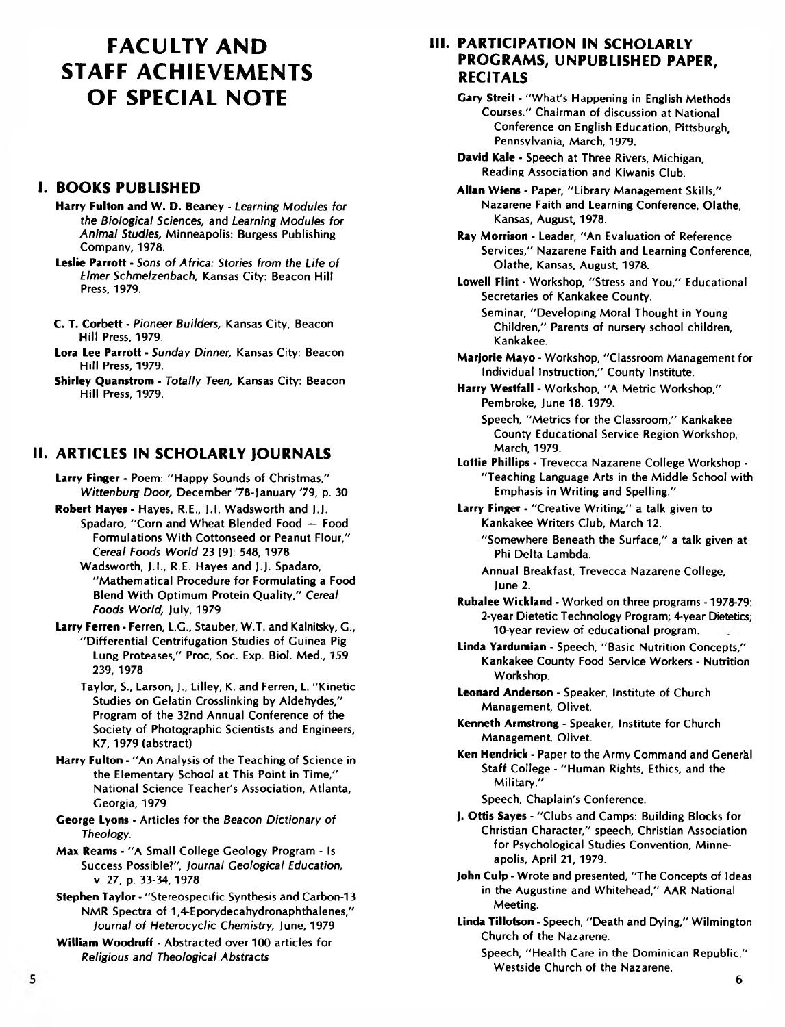# FACULTY AND STAFF ACHIEVEMENTS OF SPECIAL NOTE

## I. BOOKS PUBLISHED

**Harry Fulton and W. D. Beaney** - *Learning Modules for the Biological Sciences,* and *Learning Modules for Animal Studies,* Minneapolis: Burgess Publishing Company, 1978.

**Leslie Parrott** - *Sons of Africa: Stories from the Life of Elmer Schmelzenbach,* Kansas City: Beacon Hill Press, 1979.

**C. T. Corbett** - *Pioneer Builders,* Kansas City, Beacon Hill Press, 1979.

**Lora Lee Parrott** - *Sunday Dinner,* Kansas City: Beacon Hill Press, 1979.

**Shirley Quanstrom** - *Totally Teen,* Kansas City: Beacon Hill Press, 1979.

## II. ARTICLES IN SCHOLARLY JOURNALS

**Larry Finger** - Poem: "Happy Sounds of Christmas," *Wittenburg Door,* December '78-January '79, p. 30

**Robert Hayes** - Hayes, R.E., J.I. Wadsworth and J.J. Spadaro, "Corn and Wheat Blended Food — Food Formulations With Cottonseed or Peanut Flour," *Cereal Foods World* 23 (9): 548, 1978

Wadsworth, J.I., R.E. Hayes and J.J. Spadaro, "Mathematical Procedure for Formulating a Food Blend With Optimum Protein Quality," *Cereal Foods World,* July, 1979

**Larry Ferren** - Ferren, L.G., Stauber, W.T. and Kalnitsky, G., "Differential Centrifugation Studies of Guinea Pig Lung Proteases," Proc, Soc. Exp. Biol. Med., *159* 239, 1978

Taylor, S., Larson, J., Lilley, K. and Ferren, L. "Kinetic Studies on Gelatin Crosslinking by Aldehydes," Program of the 32nd Annual Conference of the Society of Photographic Scientists and Engineers, K7, 1979 (abstract)

**Harry Fulton** - "An Analysis of the Teaching of Science in the Elementary School at This Point in Time," National Science Teacher's Association, Atlanta, Georgia, 1979

**George Lyons** - Articles for the *Beacon Dictionary of Theology.*

**Max Reams** - "A Small College Geology Program - Is Success Possible?", *Journal of Geological Education,* v. 27, p. 33-34, 1978

**Stephen Taylor** - "Stereospecific Synthesis and Carbon-13 NMR Spectra of 1,4-Eporydecahydronaphthalenes," *Journal of Heterocyclic Chemistry,* June, 1979

**William Woodruff** - Abstracted over 100 articles for *Religious and Theological Abstracts*

## III. PARTICIPATION IN SCHOLARLY PROGRAMS, UNPUBLISHED PAPER, RECITALS

**Gary Streit** - "What's Happening in English Methods Courses." Chairman of discussion at National Conference on English Education, Pittsburgh, Pennsylvania, March, 1979.

**David Kale** - Speech at Three Rivers, Michigan, Reading Association and Kiwanis Club.

**Allan Wiens** - Paper, "Library Management Skills," Nazarene Faith and Learning Conference, Olathe, Kansas, August, 1978.

**Ray Morrison** - Leader, "An Evaluation of Reference Services," Nazarene Faith and Learning Conference, Olathe, Kansas, August, 1978.

**Lowell Flint** - Workshop, "Stress and You," Educational Secretaries of Kankakee County.

Seminar, "Developing Moral Thought in Young Children," Parents of nursery school children, Kankakee.

**Marjorie Mayo** - Workshop, "Classroom Management for Individual Instruction," County Institute.

**Harry Westfall** - Workshop, "A Metric Workshop," Pembroke, June 18, 1979.

Speech, "Metrics for the Classroom," Kankakee County Educational Service Region Workshop, March, 1979.

**Lottie Phillips** - Trevecca Nazarene College Workshop - "Teaching Language Arts in the Middle School with Emphasis in Writing and Spelling."

**Larry Finger** - "Creative Writing," a talk given to Kankakee Writers Club, March 12.

"Somewhere Beneath the Surface," a talk given at Phi Delta Lambda.

Annual Breakfast, Trevecca Nazarene College, June 2.

**Rubalee Wickland** - Worked on three programs - 1978-79: 2-year Dietetic Technology Program; 4-year Dietetics; 10-year review of educational program.

**Linda Yardumian** - Speech, "Basic Nutrition Concepts," Kankakee County Food Service Workers - Nutrition Workshop.

**Leonard Anderson** - Speaker, Institute of Church Management, Olivet.

**Kenneth Armstrong** - Speaker, Institute for Church Management, Olivet.

**Ken Hendrick** - Paper to the Army Command and General Staff College - "Human Rights, Ethics, and the Military."

Speech, Chaplain's Conference.

**J. Ottis Sayes** - "Clubs and Camps: Building Blocks for Christian Character," speech, Christian Association for Psychological Studies Convention, Minneapolis, April 21, 1979.

**John Culp** - Wrote and presented, "The Concepts of Ideas in the Augustine and Whitehead," AAR National Meeting.

**Linda Tillotson** - Speech, "Death and Dying," Wilmington Church of the Nazarene.

Speech, "Health Care in the Dominican Republic," Westside Church of the Nazarene.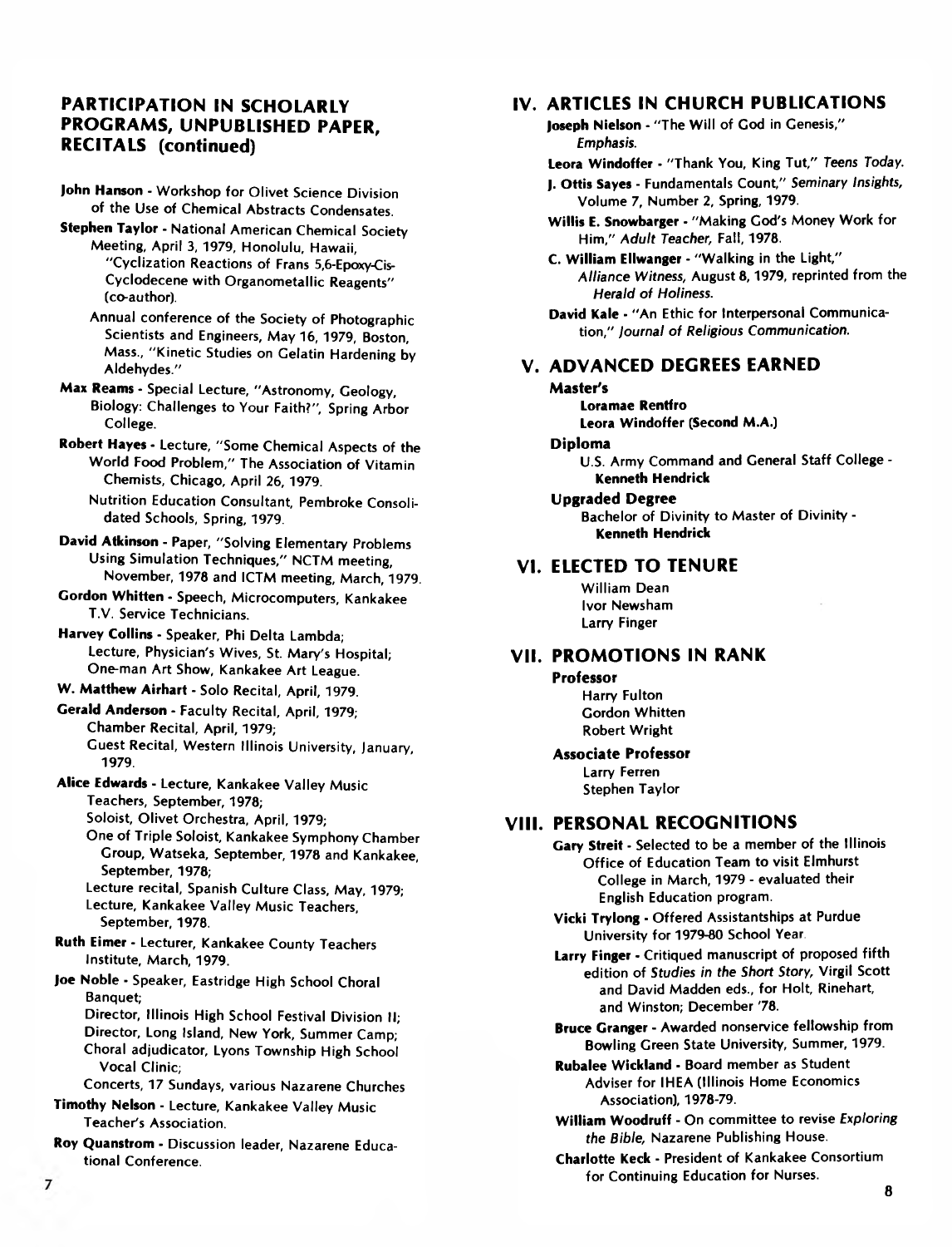## PARTICIPATION IN SCHOLARLY PROGRAMS, UNPUBLISHED PAPER, RECITALS (continued)

**John Hanson** - Workshop for Olivet Science Division of the Use of Chemical Abstracts Condensates.

**Stephen Taylor** - National American Chemical Society Meeting, April 3, 1979, Honolulu, Hawaii, "Cyclization Reactions of Frans 5,6-Epoxy-Cis-Cyclodecene with Organometallic Reagents" (co-author).

Annual conference of the Society of Photographic Scientists and Engineers, May 16, 1979, Boston, Mass., "Kinetic Studies on Gelatin Hardening by Aldehydes."

**Max Reams** - Special Lecture, "Astronomy, Geology, Biology: Challenges to Your Faith?", Spring Arbor College.

**Robert Hayes** - Lecture, "Some Chemical Aspects of the World Food Problem," The Association of Vitamin Chemists, Chicago, April 26, 1979.

Nutrition Education Consultant, Pembroke Consolidated Schools, Spring, 1979.

**David Atkinson** - Paper, "Solving Elementary Problems Using Simulation Techniques," NCTM meeting, November, 1978 and ICTM meeting, March, 1979.

**Gordon Whitten** - Speech, Microcomputers, Kankakee T.V. Service Technicians.

**Harvey Collins** - Speaker, Phi Delta Lambda; Lecture, Physician's Wives, St. Mary's Hospital; One-man Art Show, Kankakee Art League.

**W. Matthew Airhart** - Solo Recital, April, 1979.

**Gerald Anderson** - Faculty Recital, April, 1979; Chamber Recital, April, 1979; Guest Recital, Western Illinois University, January, 1979.

**Alice Edwards** - Lecture, Kankakee Valley Music Teachers, September, 1978;
Soloist, Olivet Orchestra, April, 1979;
One of Triple Soloist, Kankakee Symphony Chamber Group, Watseka, September, 1978 and Kankakee, September, 1978;
Lecture recital, Spanish Culture Class, May, 1979;
Lecture, Kankakee Valley Music Teachers, September, 1978.

**Ruth Eimer** - Lecturer, Kankakee County Teachers Institute, March, 1979.

**Joe Noble** - Speaker, Eastridge High School Choral Banquet;
Director, Illinois High School Festival Division II;
Director, Long Island, New York, Summer Camp;
Choral adjudicator, Lyons Township High School Vocal Clinic;
Concerts, 17 Sundays, various Nazarene Churches

**Timothy Nelson** - Lecture, Kankakee Valley Music Teacher's Association.

**Roy Quanstrom** - Discussion leader, Nazarene Educational Conference.

## IV. ARTICLES IN CHURCH PUBLICATIONS

**Joseph Nielson** - "The Will of God in Genesis," *Emphasis.*

**Leora Windoffer** - "Thank You, King Tut," *Teens Today.*

**J. Ottis Sayes** - Fundamentals Count," *Seminary Insights,* Volume 7, Number 2, Spring, 1979.

**Willis E. Snowbarger** - "Making God's Money Work for Him," *Adult Teacher,* Fall, 1978.

**C. William Ellwanger** - "Walking in the Light," *Alliance Witness,* August 8, 1979, reprinted from the *Herald of Holiness.*

**David Kale** - "An Ethic for Interpersonal Communication," *Journal of Religious Communication.*

## V. ADVANCED DEGREES EARNED

**Master's**

**Loramae Rentfro**
**Leora Windoffer (Second M.A.)**

**Diploma**

U.S. Army Command and General Staff College - **Kenneth Hendrick**

**Upgraded Degree**

Bachelor of Divinity to Master of Divinity - **Kenneth Hendrick**

## VI. ELECTED TO TENURE

William Dean
Ivor Newsham
Larry Finger

## VII. PROMOTIONS IN RANK

**Professor**

Harry Fulton
Gordon Whitten
Robert Wright

**Associate Professor**

Larry Ferren
Stephen Taylor

## VIII. PERSONAL RECOGNITIONS

**Gary Streit** - Selected to be a member of the Illinois Office of Education Team to visit Elmhurst College in March, 1979 - evaluated their English Education program.

**Vicki Trylong** - Offered Assistantships at Purdue University for 1979-80 School Year.

**Larry Finger** - Critiqued manuscript of proposed fifth edition of *Studies in the Short Story,* Virgil Scott and David Madden eds., for Holt, Rinehart, and Winston; December '78.

**Bruce Granger** - Awarded nonservice fellowship from Bowling Green State University, Summer, 1979.

**Rubalee Wickland** - Board member as Student Adviser for IHEA (Illinois Home Economics Association), 1978-79.

**William Woodruff** - On committee to revise *Exploring the Bible,* Nazarene Publishing House.

**Charlotte Keck** - President of Kankakee Consortium for Continuing Education for Nurses.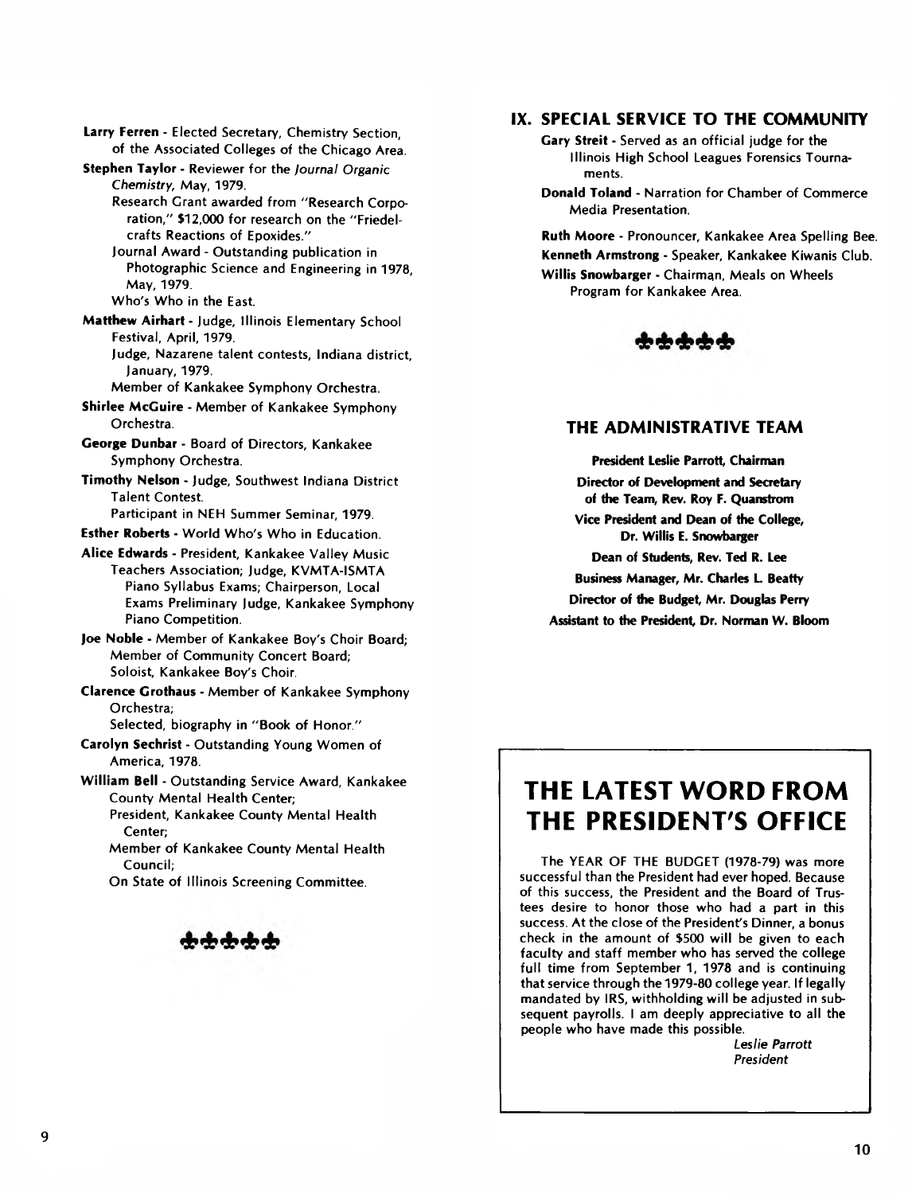**Larry Ferren** - Elected Secretary, Chemistry Section, of the Associated Colleges of the Chicago Area.

**Stephen Taylor** - Reviewer for the *Journal Organic Chemistry*, May, 1979.
Research Grant awarded from "Research Corporation," $12,000 for research on the "Friedel-crafts Reactions of Epoxides."
Journal Award - Outstanding publication in Photographic Science and Engineering in 1978, May, 1979.
Who's Who in the East.

**Matthew Airhart** - Judge, Illinois Elementary School Festival, April, 1979.
Judge, Nazarene talent contests, Indiana district, January, 1979.
Member of Kankakee Symphony Orchestra.

**Shirlee McGuire** - Member of Kankakee Symphony Orchestra.

**George Dunbar** - Board of Directors, Kankakee Symphony Orchestra.

**Timothy Nelson** - Judge, Southwest Indiana District Talent Contest.
Participant in NEH Summer Seminar, 1979.

**Esther Roberts** - World Who's Who in Education.

**Alice Edwards** - President, Kankakee Valley Music Teachers Association; Judge, KVMTA-ISMTA Piano Syllabus Exams; Chairperson, Local Exams Preliminary Judge, Kankakee Symphony Piano Competition.

**Joe Noble** - Member of Kankakee Boy's Choir Board; Member of Community Concert Board; Soloist, Kankakee Boy's Choir.

**Clarence Grothaus** - Member of Kankakee Symphony Orchestra;
Selected, biography in "Book of Honor."

**Carolyn Sechrist** - Outstanding Young Women of America, 1978.

**William Bell** - Outstanding Service Award, Kankakee County Mental Health Center;
President, Kankakee County Mental Health Center;
Member of Kankakee County Mental Health Council;
On State of Illinois Screening Committee.

## IX. SPECIAL SERVICE TO THE COMMUNITY

**Gary Streit** - Served as an official judge for the Illinois High School Leagues Forensics Tournaments.

**Donald Toland** - Narration for Chamber of Commerce Media Presentation.

**Ruth Moore** - Pronouncer, Kankakee Area Spelling Bee.

**Kenneth Armstrong** - Speaker, Kankakee Kiwanis Club.

**Willis Snowbarger** - Chairman, Meals on Wheels Program for Kankakee Area.

## THE ADMINISTRATIVE TEAM

**President Leslie Parrott, Chairman**

**Director of Development and Secretary of the Team, Rev. Roy F. Quanstrom**

**Vice President and Dean of the College, Dr. Willis E. Snowbarger**

**Dean of Students, Rev. Ted R. Lee**

**Business Manager, Mr. Charles L. Beatty**

**Director of the Budget, Mr. Douglas Perry**

**Assistant to the President, Dr. Norman W. Bloom**

# THE LATEST WORD FROM THE PRESIDENT'S OFFICE

The YEAR OF THE BUDGET (1978-79) was more successful than the President had ever hoped. Because of this success, the President and the Board of Trustees desire to honor those who had a part in this success. At the close of the President's Dinner, a bonus check in the amount of $500 will be given to each faculty and staff member who has served the college full time from September 1, 1978 and is continuing that service through the 1979-80 college year. If legally mandated by IRS, withholding will be adjusted in subsequent payrolls. I am deeply appreciative to all the people who have made this possible.

*Leslie Parrott*
*President*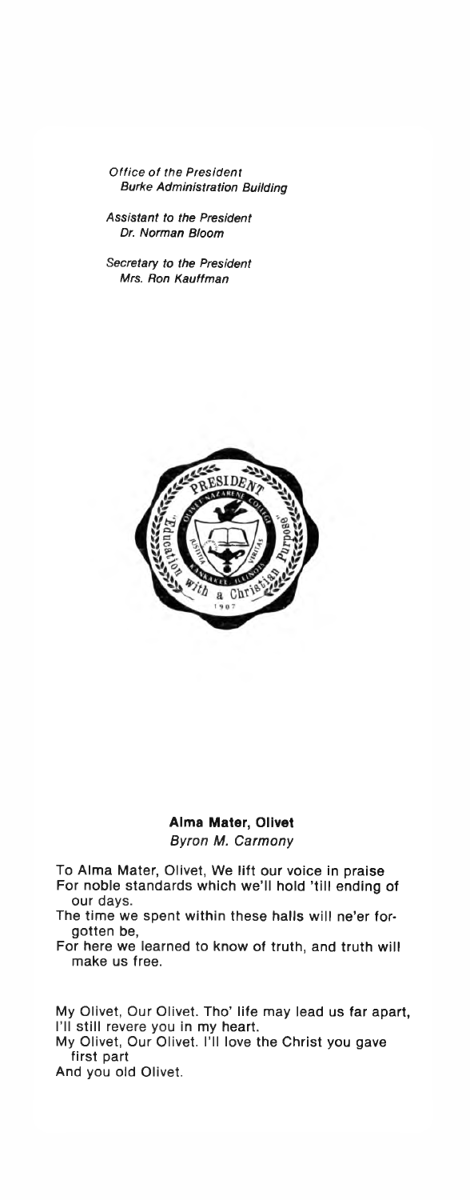*Office of the President*
*Burke Administration Building*

*Assistant to the President*
*Dr. Norman Bloom*

*Secretary to the President*
*Mrs. Ron Kauffman*

**Alma Mater, Olivet**
*Byron M. Carmony*

To Alma Mater, Olivet, We lift our voice in praise
For noble standards which we'll hold 'till ending of our days.
The time we spent within these halls will ne'er forgotten be,
For here we learned to know of truth, and truth will make us free.

My Olivet, Our Olivet. Tho' life may lead us far apart,
I'll still revere you in my heart.
My Olivet, Our Olivet. I'll love the Christ you gave first part
And you old Olivet.